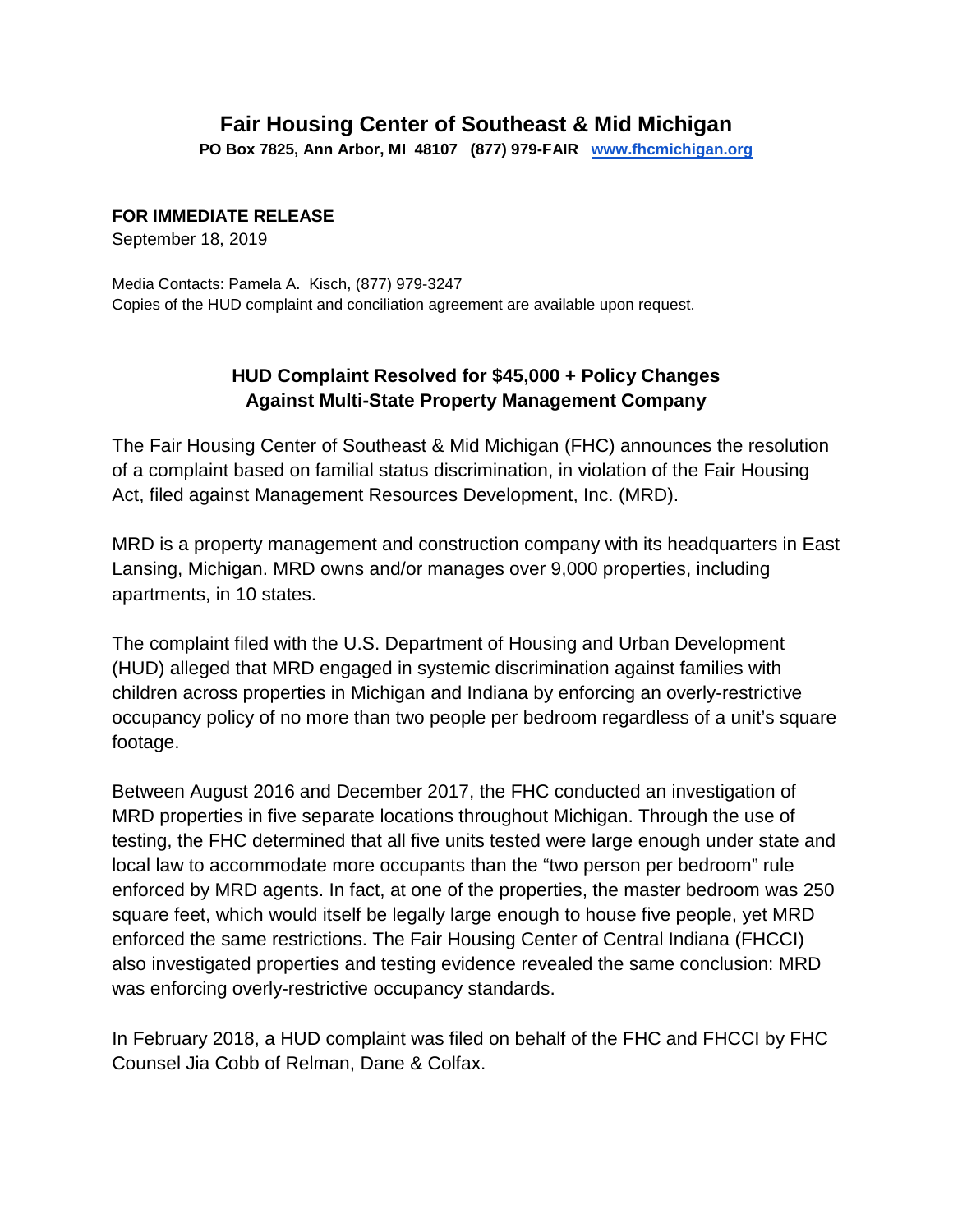# Fair Housing Center of Southeast & Mid Michigan

**PO Box 7825, Ann Arbor, MI 48107 (877) 979-FAIR [www.fhcmichigan.org](http://www.fhcmichigan.org)**

**FOR IMMEDIATE RELEASE**
September 18, 2019

Media Contacts: Pamela A. Kisch, (877) 979-3247
Copies of the HUD complaint and conciliation agreement are available upon request.

## HUD Complaint Resolved for $45,000 + Policy Changes Against Multi-State Property Management Company

The Fair Housing Center of Southeast & Mid Michigan (FHC) announces the resolution of a complaint based on familial status discrimination, in violation of the Fair Housing Act, filed against Management Resources Development, Inc. (MRD).

MRD is a property management and construction company with its headquarters in East Lansing, Michigan. MRD owns and/or manages over 9,000 properties, including apartments, in 10 states.

The complaint filed with the U.S. Department of Housing and Urban Development (HUD) alleged that MRD engaged in systemic discrimination against families with children across properties in Michigan and Indiana by enforcing an overly-restrictive occupancy policy of no more than two people per bedroom regardless of a unit's square footage.

Between August 2016 and December 2017, the FHC conducted an investigation of MRD properties in five separate locations throughout Michigan. Through the use of testing, the FHC determined that all five units tested were large enough under state and local law to accommodate more occupants than the "two person per bedroom" rule enforced by MRD agents. In fact, at one of the properties, the master bedroom was 250 square feet, which would itself be legally large enough to house five people, yet MRD enforced the same restrictions. The Fair Housing Center of Central Indiana (FHCCI) also investigated properties and testing evidence revealed the same conclusion: MRD was enforcing overly-restrictive occupancy standards.

In February 2018, a HUD complaint was filed on behalf of the FHC and FHCCI by FHC Counsel Jia Cobb of Relman, Dane & Colfax.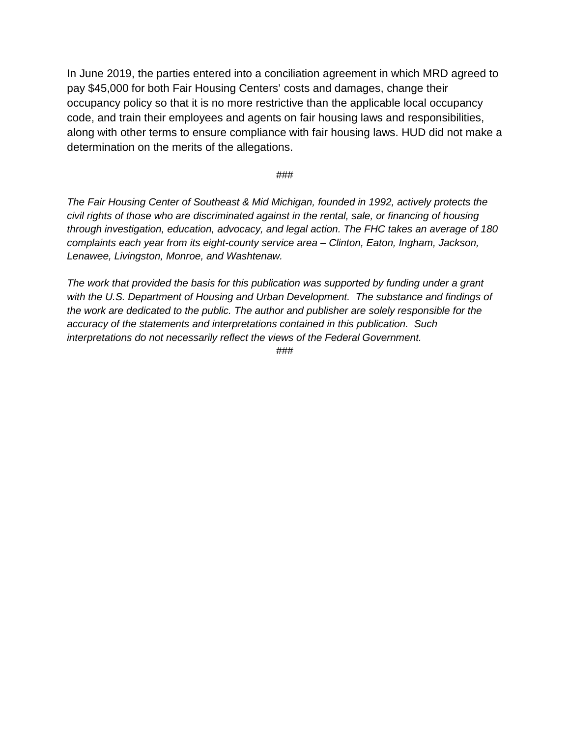In June 2019, the parties entered into a conciliation agreement in which MRD agreed to pay $45,000 for both Fair Housing Centers' costs and damages, change their occupancy policy so that it is no more restrictive than the applicable local occupancy code, and train their employees and agents on fair housing laws and responsibilities, along with other terms to ensure compliance with fair housing laws. HUD did not make a determination on the merits of the allegations.

###

*The Fair Housing Center of Southeast & Mid Michigan, founded in 1992, actively protects the civil rights of those who are discriminated against in the rental, sale, or financing of housing through investigation, education, advocacy, and legal action. The FHC takes an average of 180 complaints each year from its eight-county service area – Clinton, Eaton, Ingham, Jackson, Lenawee, Livingston, Monroe, and Washtenaw.*

*The work that provided the basis for this publication was supported by funding under a grant with the U.S. Department of Housing and Urban Development. The substance and findings of the work are dedicated to the public. The author and publisher are solely responsible for the accuracy of the statements and interpretations contained in this publication. Such interpretations do not necessarily reflect the views of the Federal Government.*

###